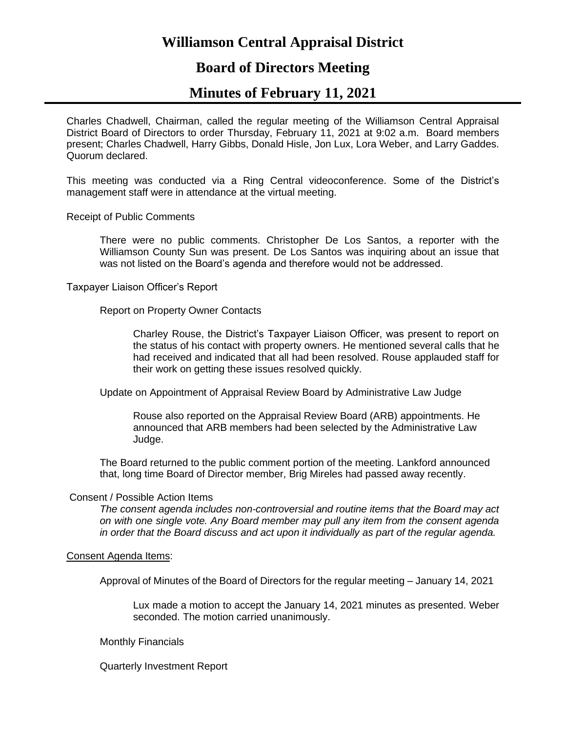# Williamson Central Appraisal District

## Board of Directors Meeting

## Minutes of February 11, 2021

Charles Chadwell, Chairman, called the regular meeting of the Williamson Central Appraisal District Board of Directors to order Thursday, February 11, 2021 at 9:02 a.m. Board members present; Charles Chadwell, Harry Gibbs, Donald Hisle, Jon Lux, Lora Weber, and Larry Gaddes. Quorum declared.

This meeting was conducted via a Ring Central videoconference. Some of the District's management staff were in attendance at the virtual meeting.

Receipt of Public Comments

There were no public comments. Christopher De Los Santos, a reporter with the Williamson County Sun was present. De Los Santos was inquiring about an issue that was not listed on the Board's agenda and therefore would not be addressed.

Taxpayer Liaison Officer's Report

Report on Property Owner Contacts

Charley Rouse, the District's Taxpayer Liaison Officer, was present to report on the status of his contact with property owners. He mentioned several calls that he had received and indicated that all had been resolved. Rouse applauded staff for their work on getting these issues resolved quickly.

Update on Appointment of Appraisal Review Board by Administrative Law Judge

Rouse also reported on the Appraisal Review Board (ARB) appointments. He announced that ARB members had been selected by the Administrative Law Judge.

The Board returned to the public comment portion of the meeting. Lankford announced that, long time Board of Director member, Brig Mireles had passed away recently.

Consent / Possible Action Items

*The consent agenda includes non-controversial and routine items that the Board may act on with one single vote. Any Board member may pull any item from the consent agenda in order that the Board discuss and act upon it individually as part of the regular agenda.*

Consent Agenda Items:

Approval of Minutes of the Board of Directors for the regular meeting – January 14, 2021

Lux made a motion to accept the January 14, 2021 minutes as presented. Weber seconded. The motion carried unanimously.

Monthly Financials

Quarterly Investment Report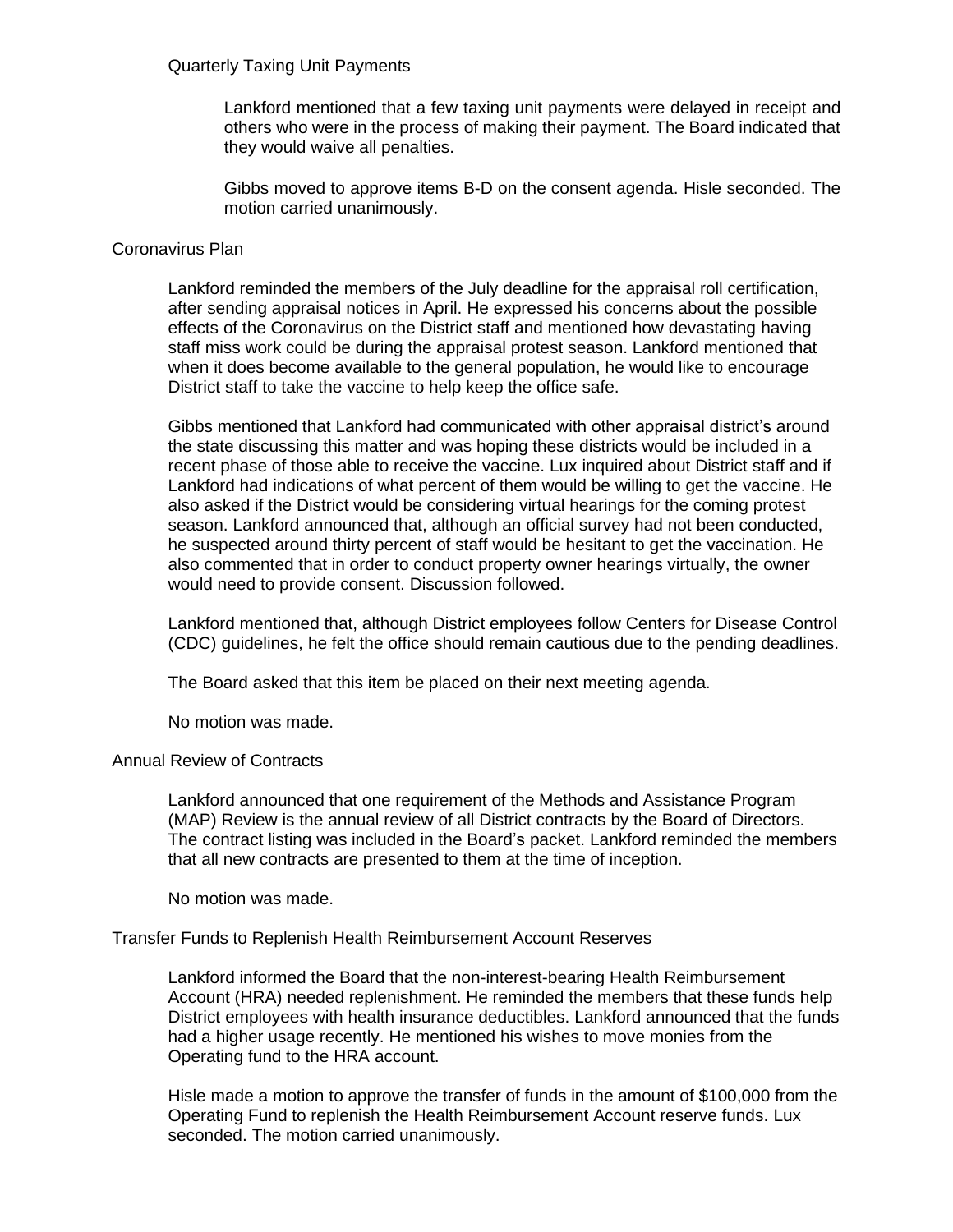Quarterly Taxing Unit Payments

Lankford mentioned that a few taxing unit payments were delayed in receipt and others who were in the process of making their payment. The Board indicated that they would waive all penalties.

Gibbs moved to approve items B-D on the consent agenda. Hisle seconded. The motion carried unanimously.

Coronavirus Plan

Lankford reminded the members of the July deadline for the appraisal roll certification, after sending appraisal notices in April. He expressed his concerns about the possible effects of the Coronavirus on the District staff and mentioned how devastating having staff miss work could be during the appraisal protest season. Lankford mentioned that when it does become available to the general population, he would like to encourage District staff to take the vaccine to help keep the office safe.

Gibbs mentioned that Lankford had communicated with other appraisal district's around the state discussing this matter and was hoping these districts would be included in a recent phase of those able to receive the vaccine. Lux inquired about District staff and if Lankford had indications of what percent of them would be willing to get the vaccine. He also asked if the District would be considering virtual hearings for the coming protest season. Lankford announced that, although an official survey had not been conducted, he suspected around thirty percent of staff would be hesitant to get the vaccination. He also commented that in order to conduct property owner hearings virtually, the owner would need to provide consent. Discussion followed.

Lankford mentioned that, although District employees follow Centers for Disease Control (CDC) guidelines, he felt the office should remain cautious due to the pending deadlines.

The Board asked that this item be placed on their next meeting agenda.

No motion was made.

Annual Review of Contracts

Lankford announced that one requirement of the Methods and Assistance Program (MAP) Review is the annual review of all District contracts by the Board of Directors. The contract listing was included in the Board's packet. Lankford reminded the members that all new contracts are presented to them at the time of inception.

No motion was made.

Transfer Funds to Replenish Health Reimbursement Account Reserves

Lankford informed the Board that the non-interest-bearing Health Reimbursement Account (HRA) needed replenishment. He reminded the members that these funds help District employees with health insurance deductibles. Lankford announced that the funds had a higher usage recently. He mentioned his wishes to move monies from the Operating fund to the HRA account.

Hisle made a motion to approve the transfer of funds in the amount of $100,000 from the Operating Fund to replenish the Health Reimbursement Account reserve funds. Lux seconded. The motion carried unanimously.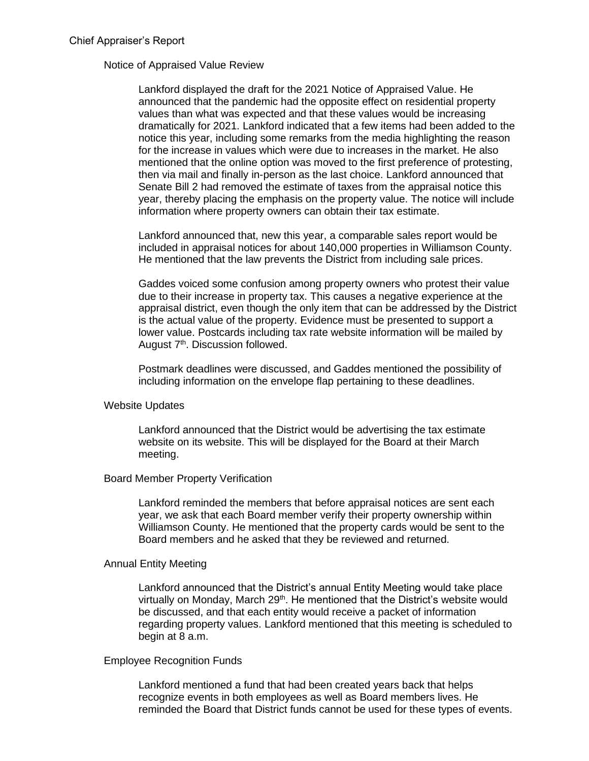## Chief Appraiser's Report

### Notice of Appraised Value Review

Lankford displayed the draft for the 2021 Notice of Appraised Value. He announced that the pandemic had the opposite effect on residential property values than what was expected and that these values would be increasing dramatically for 2021. Lankford indicated that a few items had been added to the notice this year, including some remarks from the media highlighting the reason for the increase in values which were due to increases in the market. He also mentioned that the online option was moved to the first preference of protesting, then via mail and finally in-person as the last choice. Lankford announced that Senate Bill 2 had removed the estimate of taxes from the appraisal notice this year, thereby placing the emphasis on the property value. The notice will include information where property owners can obtain their tax estimate.

Lankford announced that, new this year, a comparable sales report would be included in appraisal notices for about 140,000 properties in Williamson County. He mentioned that the law prevents the District from including sale prices.

Gaddes voiced some confusion among property owners who protest their value due to their increase in property tax. This causes a negative experience at the appraisal district, even though the only item that can be addressed by the District is the actual value of the property. Evidence must be presented to support a lower value. Postcards including tax rate website information will be mailed by August 7th. Discussion followed.

Postmark deadlines were discussed, and Gaddes mentioned the possibility of including information on the envelope flap pertaining to these deadlines.

### Website Updates

Lankford announced that the District would be advertising the tax estimate website on its website. This will be displayed for the Board at their March meeting.

### Board Member Property Verification

Lankford reminded the members that before appraisal notices are sent each year, we ask that each Board member verify their property ownership within Williamson County. He mentioned that the property cards would be sent to the Board members and he asked that they be reviewed and returned.

### Annual Entity Meeting

Lankford announced that the District's annual Entity Meeting would take place virtually on Monday, March 29th. He mentioned that the District's website would be discussed, and that each entity would receive a packet of information regarding property values. Lankford mentioned that this meeting is scheduled to begin at 8 a.m.

### Employee Recognition Funds

Lankford mentioned a fund that had been created years back that helps recognize events in both employees as well as Board members lives. He reminded the Board that District funds cannot be used for these types of events.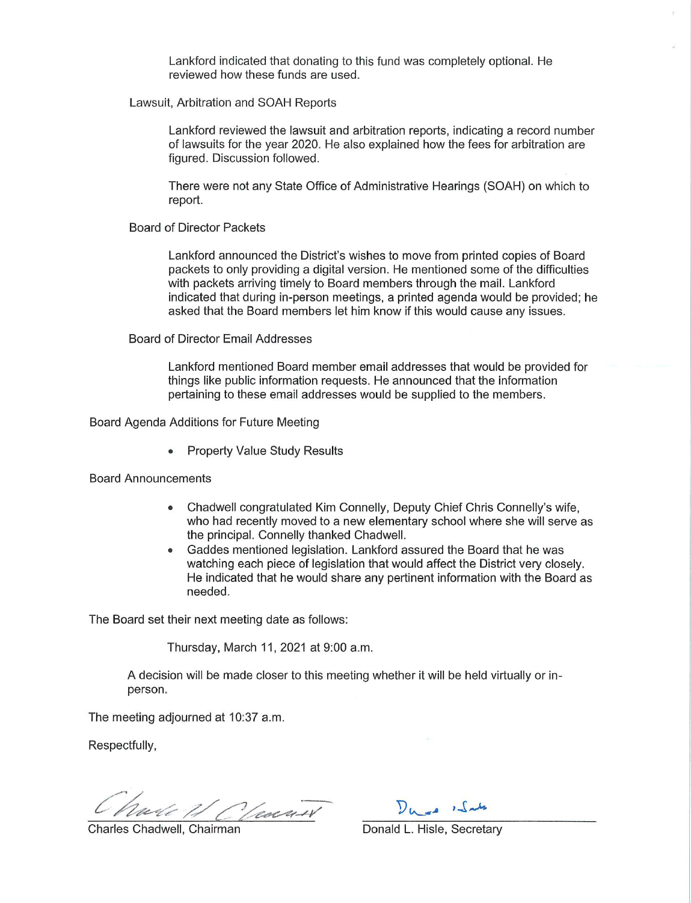Lankford indicated that donating to this fund was completely optional. He reviewed how these funds are used.

Lawsuit, Arbitration and SOAH Reports

Lankford reviewed the lawsuit and arbitration reports, indicating a record number of lawsuits for the year 2020. He also explained how the fees for arbitration are figured. Discussion followed.

There were not any State Office of Administrative Hearings (SOAH) on which to report.

Board of Director Packets

Lankford announced the District's wishes to move from printed copies of Board packets to only providing a digital version. He mentioned some of the difficulties with packets arriving timely to Board members through the mail. Lankford indicated that during in-person meetings, a printed agenda would be provided; he asked that the Board members let him know if this would cause any issues.

Board of Director Email Addresses

Lankford mentioned Board member email addresses that would be provided for things like public information requests. He announced that the information pertaining to these email addresses would be supplied to the members.

Board Agenda Additions for Future Meeting

- Property Value Study Results

Board Announcements

- Chadwell congratulated Kim Connelly, Deputy Chief Chris Connelly's wife, who had recently moved to a new elementary school where she will serve as the principal. Connelly thanked Chadwell.
- Gaddes mentioned legislation. Lankford assured the Board that he was watching each piece of legislation that would affect the District very closely. He indicated that he would share any pertinent information with the Board as needed.

The Board set their next meeting date as follows:

Thursday, March 11, 2021 at 9:00 a.m.

A decision will be made closer to this meeting whether it will be held virtually or in-person.

The meeting adjourned at 10:37 a.m.

Respectfully,

Charles Chadwell, Chairman

Donald L. Hisle, Secretary